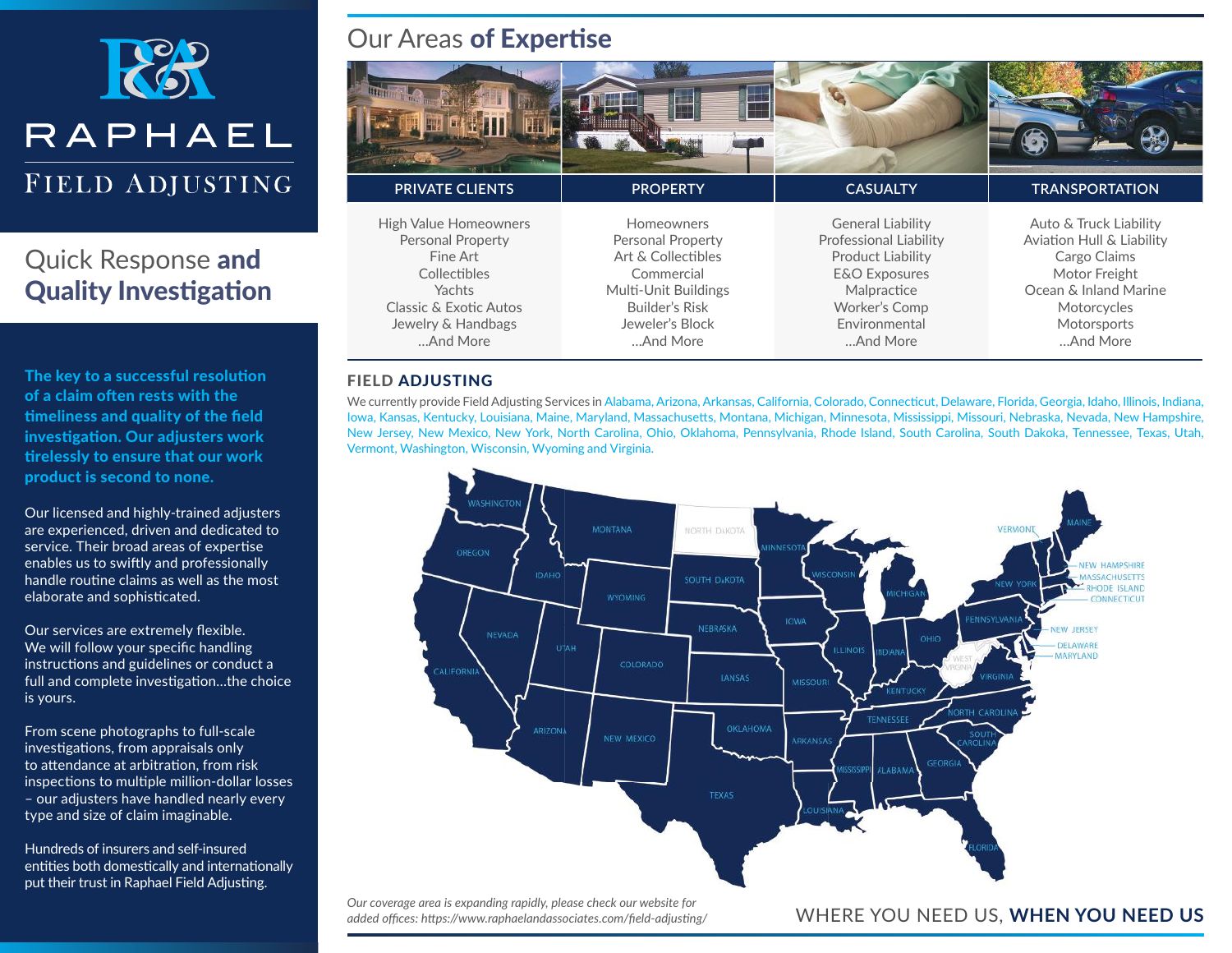# RAPHAEL FIELD ADJUSTING

## Quick Response **and Quality Investigation**

**The key to a successful resolution of a claim often rests with the timeliness and quality of the field investigation. Our adjusters work tirelessly to ensure that our work product is second to none.**

Our licensed and highly-trained adjusters are experienced, driven and dedicated to service. Their broad areas of expertise enables us to swiftly and professionally handle routine claims as well as the most elaborate and sophisticated.

Our services are extremely flexible. We will follow your specific handling instructions and guidelines or conduct a full and complete investigation…the choice is yours.

From scene photographs to full-scale investigations, from appraisals only to attendance at arbitration, from risk inspections to multiple million-dollar losses – our adjusters have handled nearly every type and size of claim imaginable.

Hundreds of insurers and self-insured entities both domestically and internationally put their trust in Raphael Field Adjusting.

## Our Areas **of Expertise**

| PRIVATE CLIENTS | PROPERTY | CASUALTY | TRANSPORTATION |
|---|---|---|---|
| High Value Homeowners | Homeowners | General Liability | Auto & Truck Liability |
| Personal Property | Personal Property | Professional Liability | Aviation Hull & Liability |
| Fine Art | Art & Collectibles | Product Liability | Cargo Claims |
| Collectibles | Commercial | E&O Exposures | Motor Freight |
| Yachts | Multi-Unit Buildings | Malpractice | Ocean & Inland Marine |
| Classic & Exotic Autos | Builder's Risk | Worker's Comp | Motorcycles |
| Jewelry & Handbags | Jeweler's Block | Environmental | Motorsports |
| …And More | …And More | …And More | …And More |

### FIELD **ADJUSTING**

We currently provide Field Adjusting Services in Alabama, Arizona, Arkansas, California, Colorado, Connecticut, Delaware, Florida, Georgia, Idaho, Illinois, Indiana, Iowa, Kansas, Kentucky, Louisiana, Maine, Maryland, Massachusetts, Montana, Michigan, Minnesota, Mississippi, Missouri, Nebraska, Nevada, New Hampshire, New Jersey, New Mexico, New York, North Carolina, Ohio, Oklahoma, Pennsylvania, Rhode Island, South Carolina, South Dakota, Tennessee, Texas, Utah, Vermont, Washington, Wisconsin, Wyoming and Virginia.

*Our coverage area is expanding rapidly, please check our website for added offices: https://www.raphaelandassociates.com/field-adjusting/*

WHERE YOU NEED US, **WHEN YOU NEED US**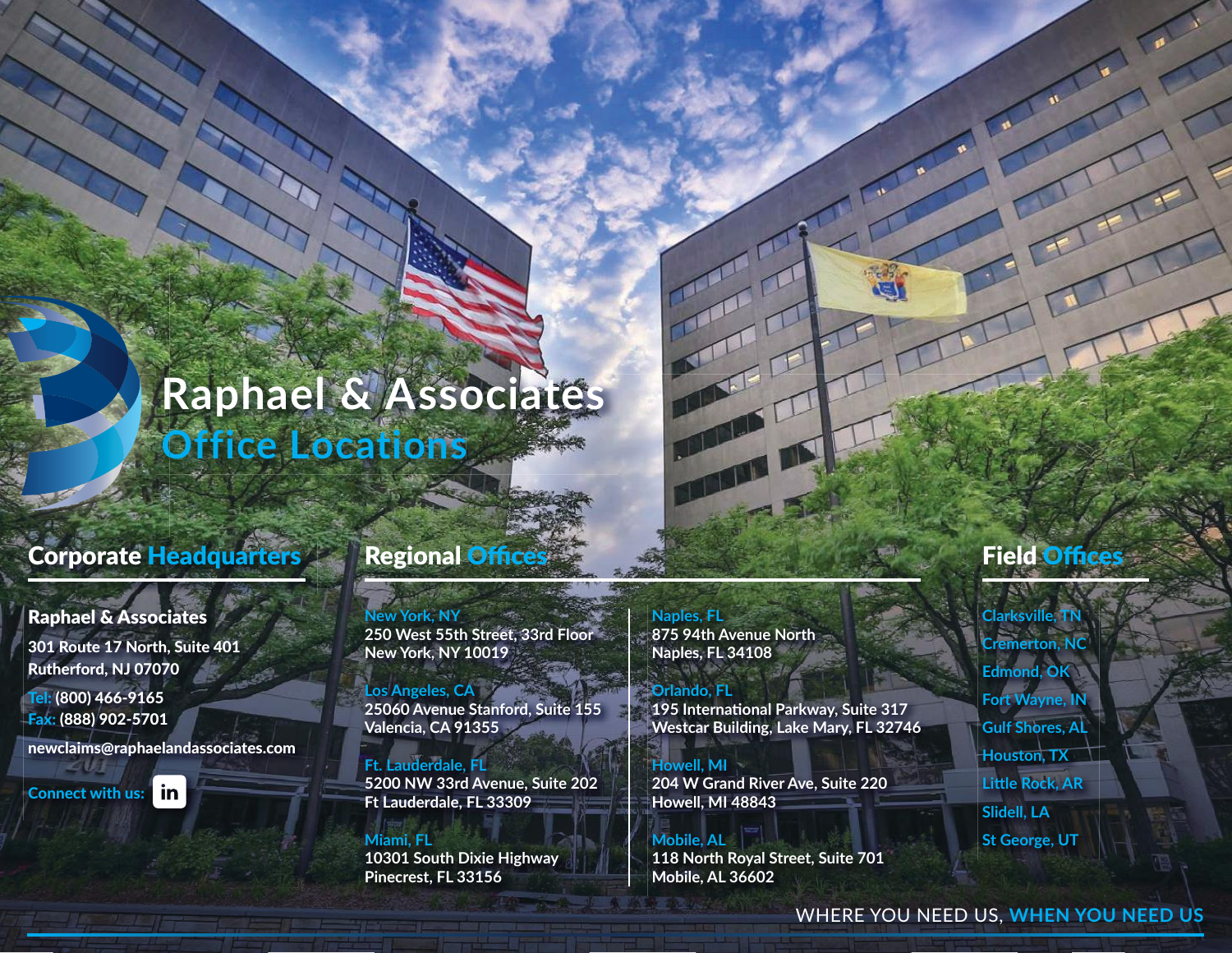# Raphael & Associates
## Office Locations

## Corporate Headquarters

**Raphael & Associates**

301 Route 17 North, Suite 401
Rutherford, NJ 07070

Tel: (800) 466-9165
Fax: (888) 902-5701

newclaims@raphaelandassociates.com

Connect with us:

## Regional Offices

**New York, NY**
250 West 55th Street, 33rd Floor
New York, NY 10019

**Los Angeles, CA**
25060 Avenue Stanford, Suite 155
Valencia, CA 91355

**Ft. Lauderdale, FL**
5200 NW 33rd Avenue, Suite 202
Ft Lauderdale, FL 33309

**Miami, FL**
10301 South Dixie Highway
Pinecrest, FL 33156

**Naples, FL**
875 94th Avenue North
Naples, FL 34108

**Orlando, FL**
195 International Parkway, Suite 317
Westcar Building, Lake Mary, FL 32746

**Howell, MI**
204 W Grand River Ave, Suite 220
Howell, MI 48843

**Mobile, AL**
118 North Royal Street, Suite 701
Mobile, AL 36602

## Field Offices

- Clarksville, TN
- Cremerton, NC
- Edmond, OK
- Fort Wayne, IN
- Gulf Shores, AL
- Houston, TX
- Little Rock, AR
- Slidell, LA
- St George, UT

WHERE YOU NEED US, WHEN YOU NEED US